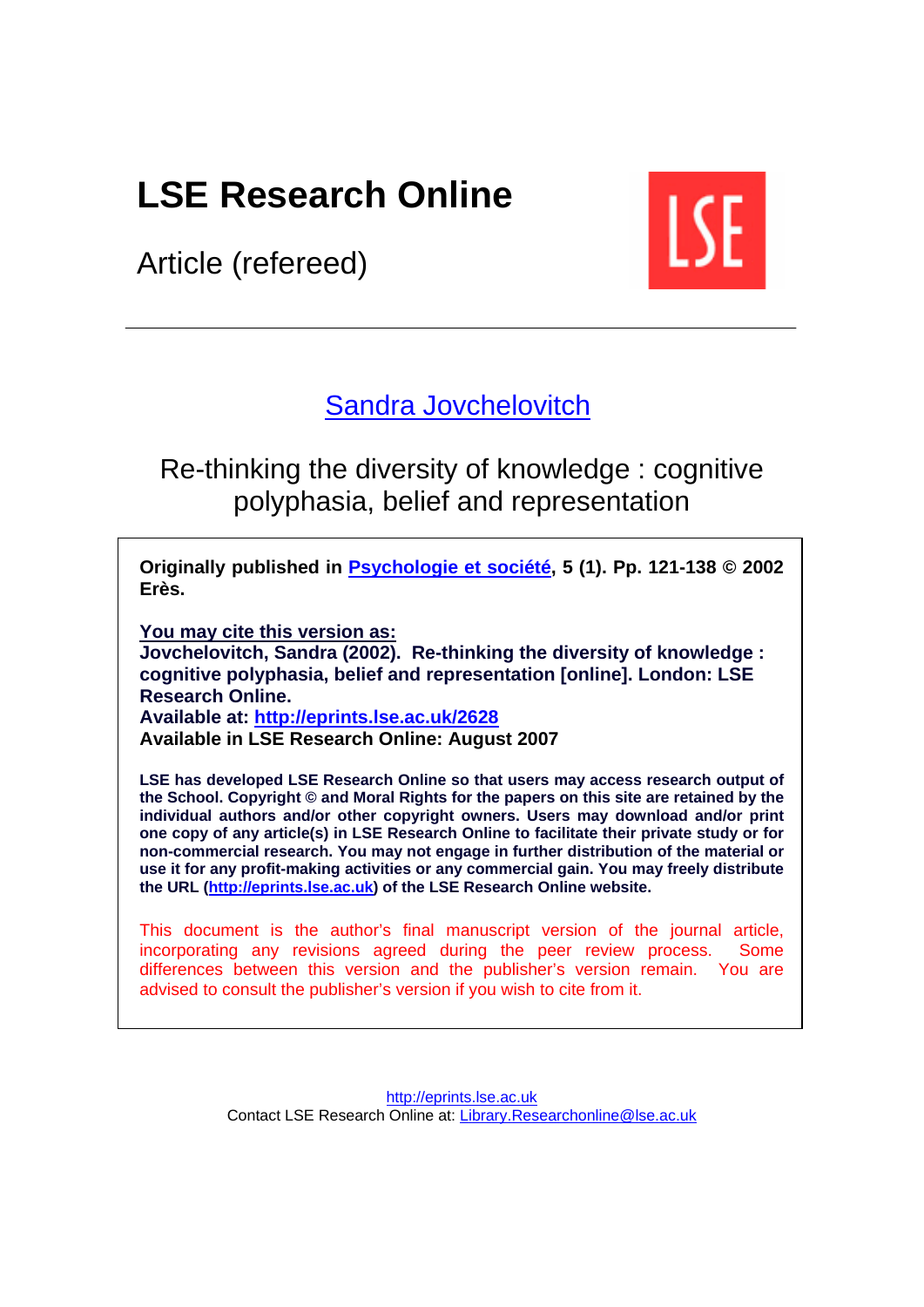# LSE Research Online

Article (refereed)

## Sandra Jovchelovitch

## Re-thinking the diversity of knowledge : cognitive polyphasia, belief and representation

**Originally published in Psychologie et société, 5 (1). Pp. 121-138 © 2002 Erès.**

**You may cite this version as:**
**Jovchelovitch, Sandra (2002). Re-thinking the diversity of knowledge : cognitive polyphasia, belief and representation [online]. London: LSE Research Online.**
**Available at: http://eprints.lse.ac.uk/2628**
**Available in LSE Research Online: August 2007**

**LSE has developed LSE Research Online so that users may access research output of the School. Copyright © and Moral Rights for the papers on this site are retained by the individual authors and/or other copyright owners. Users may download and/or print one copy of any article(s) in LSE Research Online to facilitate their private study or for non-commercial research. You may not engage in further distribution of the material or use it for any profit-making activities or any commercial gain. You may freely distribute the URL (http://eprints.lse.ac.uk) of the LSE Research Online website.**

This document is the author's final manuscript version of the journal article, incorporating any revisions agreed during the peer review process. Some differences between this version and the publisher's version remain. You are advised to consult the publisher's version if you wish to cite from it.

http://eprints.lse.ac.uk
Contact LSE Research Online at: Library.Researchonline@lse.ac.uk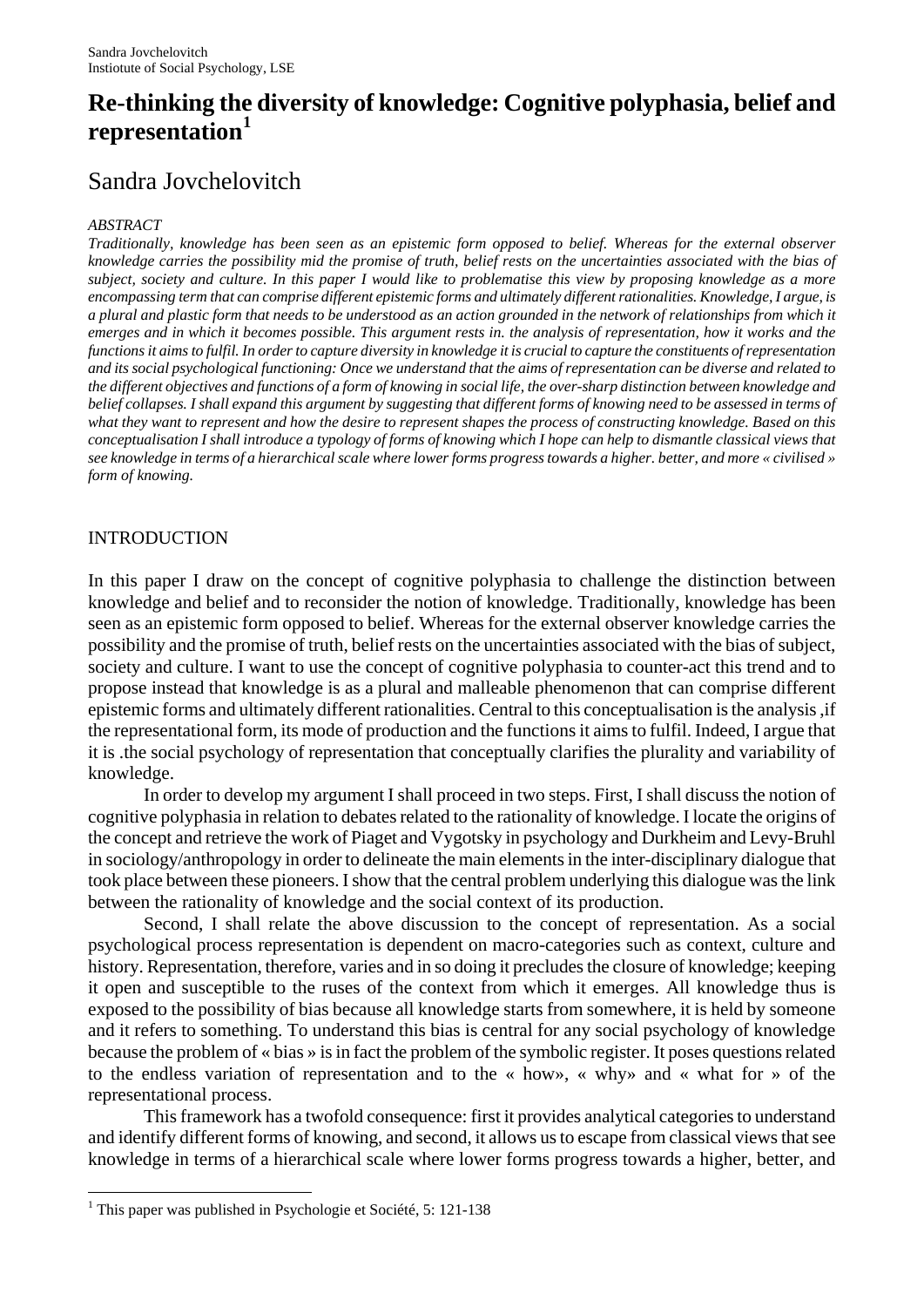Sandra Jovchelovitch
Instiotute of Social Psychology, LSE

# Re-thinking the diversity of knowledge: Cognitive polyphasia, belief and representation[1]

## Sandra Jovchelovitch

*ABSTRACT*

*Traditionally, knowledge has been seen as an epistemic form opposed to belief. Whereas for the external observer knowledge carries the possibility mid the promise of truth, belief rests on the uncertainties associated with the bias of subject, society and culture. In this paper I would like to problematise this view by proposing knowledge as a more encompassing term that can comprise different epistemic forms and ultimately different rationalities. Knowledge, I argue, is a plural and plastic form that needs to be understood as an action grounded in the network of relationships from which it emerges and in which it becomes possible. This argument rests in. the analysis of representation, how it works and the functions it aims to fulfil. In order to capture diversity in knowledge it is crucial to capture the constituents of representation and its social psychological functioning: Once we understand that the aims of representation can be diverse and related to the different objectives and functions of a form of knowing in social life, the over-sharp distinction between knowledge and belief collapses. I shall expand this argument by suggesting that different forms of knowing need to be assessed in terms of what they want to represent and how the desire to represent shapes the process of constructing knowledge. Based on this conceptualisation I shall introduce a typology of forms of knowing which I hope can help to dismantle classical views that see knowledge in terms of a hierarchical scale where lower forms progress towards a higher. better, and more « civilised » form of knowing.*

## INTRODUCTION

In this paper I draw on the concept of cognitive polyphasia to challenge the distinction between knowledge and belief and to reconsider the notion of knowledge. Traditionally, knowledge has been seen as an epistemic form opposed to belief. Whereas for the external observer knowledge carries the possibility and the promise of truth, belief rests on the uncertainties associated with the bias of subject, society and culture. I want to use the concept of cognitive polyphasia to counter-act this trend and to propose instead that knowledge is as a plural and malleable phenomenon that can comprise different epistemic forms and ultimately different rationalities. Central to this conceptualisation is the analysis ,if the representational form, its mode of production and the functions it aims to fulfil. Indeed, I argue that it is .the social psychology of representation that conceptually clarifies the plurality and variability of knowledge.

In order to develop my argument I shall proceed in two steps. First, I shall discuss the notion of cognitive polyphasia in relation to debates related to the rationality of knowledge. I locate the origins of the concept and retrieve the work of Piaget and Vygotsky in psychology and Durkheim and Levy-Bruhl in sociology/anthropology in order to delineate the main elements in the inter-disciplinary dialogue that took place between these pioneers. I show that the central problem underlying this dialogue was the link between the rationality of knowledge and the social context of its production.

Second, I shall relate the above discussion to the concept of representation. As a social psychological process representation is dependent on macro-categories such as context, culture and history. Representation, therefore, varies and in so doing it precludes the closure of knowledge; keeping it open and susceptible to the ruses of the context from which it emerges. All knowledge thus is exposed to the possibility of bias because all knowledge starts from somewhere, it is held by someone and it refers to something. To understand this bias is central for any social psychology of knowledge because the problem of « bias » is in fact the problem of the symbolic register. It poses questions related to the endless variation of representation and to the « how», « why» and « what for » of the representational process.

This framework has a twofold consequence: first it provides analytical categories to understand and identify different forms of knowing, and second, it allows us to escape from classical views that see knowledge in terms of a hierarchical scale where lower forms progress towards a higher, better, and

[1] This paper was published in Psychologie et Société, 5: 121-138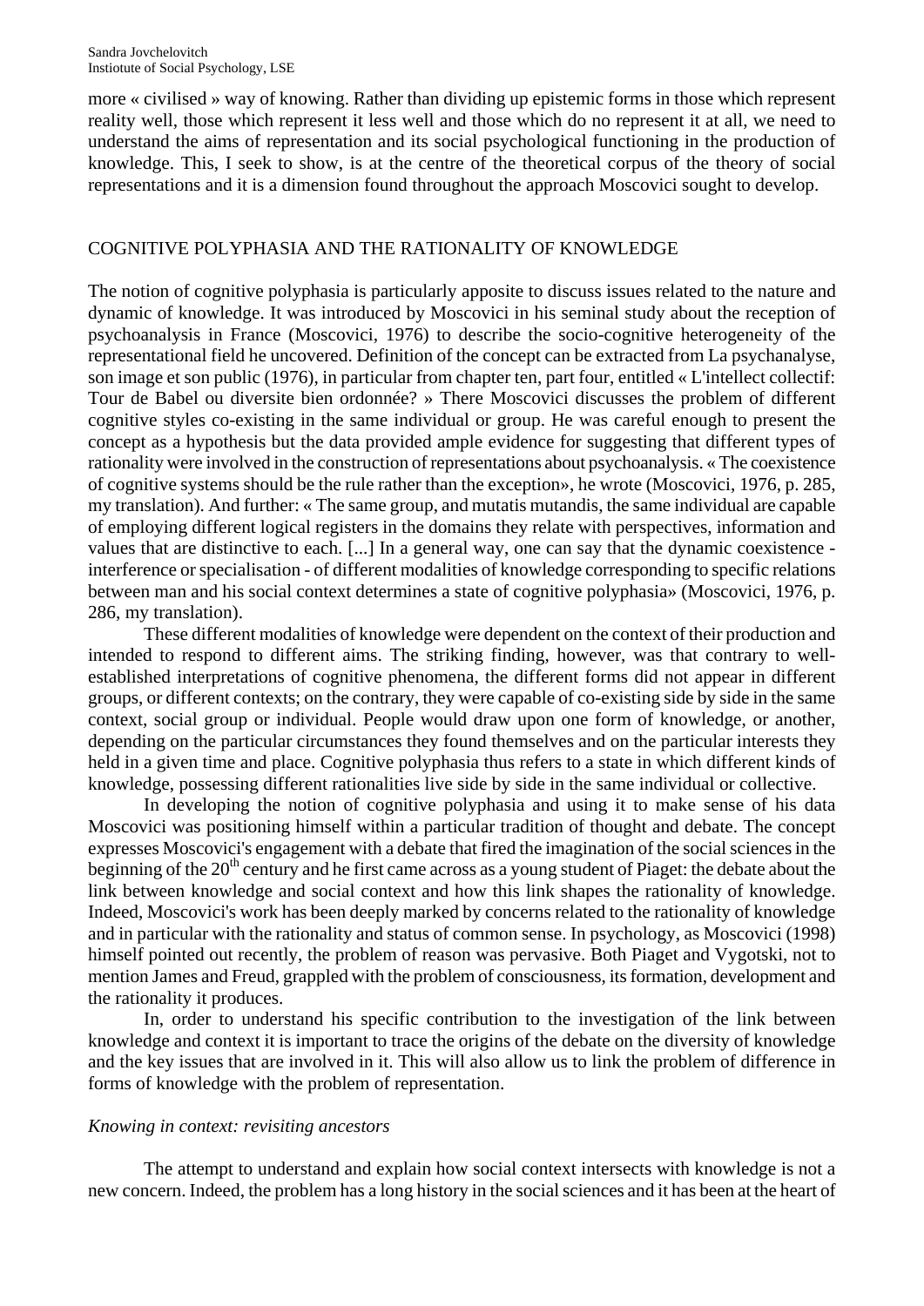more « civilised » way of knowing. Rather than dividing up epistemic forms in those which represent reality well, those which represent it less well and those which do no represent it at all, we need to understand the aims of representation and its social psychological functioning in the production of knowledge. This, I seek to show, is at the centre of the theoretical corpus of the theory of social representations and it is a dimension found throughout the approach Moscovici sought to develop.

## COGNITIVE POLYPHASIA AND THE RATIONALITY OF KNOWLEDGE

The notion of cognitive polyphasia is particularly apposite to discuss issues related to the nature and dynamic of knowledge. It was introduced by Moscovici in his seminal study about the reception of psychoanalysis in France (Moscovici, 1976) to describe the socio-cognitive heterogeneity of the representational field he uncovered. Definition of the concept can be extracted from La psychanalyse, son image et son public (1976), in particular from chapter ten, part four, entitled « L'intellect collectif: Tour de Babel ou diversite bien ordonnée? » There Moscovici discusses the problem of different cognitive styles co-existing in the same individual or group. He was careful enough to present the concept as a hypothesis but the data provided ample evidence for suggesting that different types of rationality were involved in the construction of representations about psychoanalysis. « The coexistence of cognitive systems should be the rule rather than the exception», he wrote (Moscovici, 1976, p. 285, my translation). And further: « The same group, and mutatis mutandis, the same individual are capable of employing different logical registers in the domains they relate with perspectives, information and values that are distinctive to each. [...] In a general way, one can say that the dynamic coexistence - interference or specialisation - of different modalities of knowledge corresponding to specific relations between man and his social context determines a state of cognitive polyphasia» (Moscovici, 1976, p. 286, my translation).

These different modalities of knowledge were dependent on the context of their production and intended to respond to different aims. The striking finding, however, was that contrary to well-established interpretations of cognitive phenomena, the different forms did not appear in different groups, or different contexts; on the contrary, they were capable of co-existing side by side in the same context, social group or individual. People would draw upon one form of knowledge, or another, depending on the particular circumstances they found themselves and on the particular interests they held in a given time and place. Cognitive polyphasia thus refers to a state in which different kinds of knowledge, possessing different rationalities live side by side in the same individual or collective.

In developing the notion of cognitive polyphasia and using it to make sense of his data Moscovici was positioning himself within a particular tradition of thought and debate. The concept expresses Moscovici's engagement with a debate that fired the imagination of the social sciences in the beginning of the 20th century and he first came across as a young student of Piaget: the debate about the link between knowledge and social context and how this link shapes the rationality of knowledge. Indeed, Moscovici's work has been deeply marked by concerns related to the rationality of knowledge and in particular with the rationality and status of common sense. In psychology, as Moscovici (1998) himself pointed out recently, the problem of reason was pervasive. Both Piaget and Vygotski, not to mention James and Freud, grappled with the problem of consciousness, its formation, development and the rationality it produces.

In, order to understand his specific contribution to the investigation of the link between knowledge and context it is important to trace the origins of the debate on the diversity of knowledge and the key issues that are involved in it. This will also allow us to link the problem of difference in forms of knowledge with the problem of representation.

### *Knowing in context: revisiting ancestors*

The attempt to understand and explain how social context intersects with knowledge is not a new concern. Indeed, the problem has a long history in the social sciences and it has been at the heart of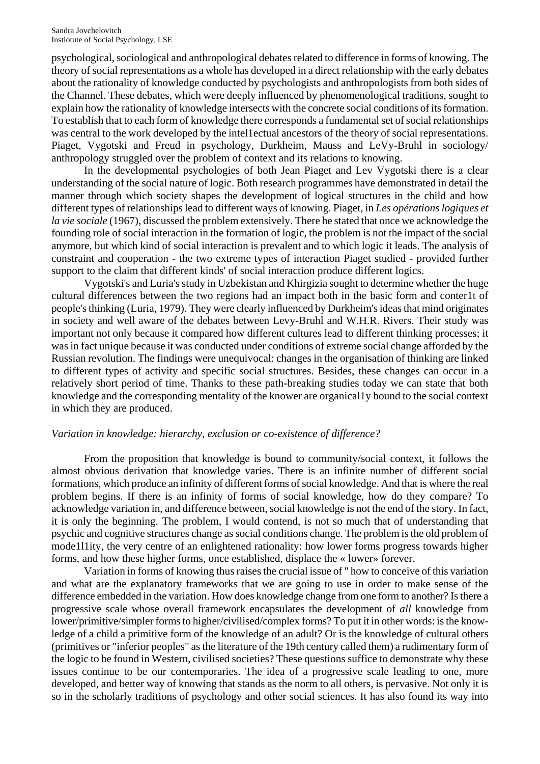psychological, sociological and anthropological debates related to difference in forms of knowing. The theory of social representations as a whole has developed in a direct relationship with the early debates about the rationality of knowledge conducted by psychologists and anthropologists from both sides of the Channel. These debates, which were deeply influenced by phenomenological traditions, sought to explain how the rationality of knowledge intersects with the concrete social conditions of its formation. To establish that to each form of knowledge there corresponds a fundamental set of social relationships was central to the work developed by the intel1ectual ancestors of the theory of social representations. Piaget, Vygotski and Freud in psychology, Durkheim, Mauss and LeVy-Bruhl in sociology/ anthropology struggled over the problem of context and its relations to knowing.

In the developmental psychologies of both Jean Piaget and Lev Vygotski there is a clear understanding of the social nature of logic. Both research programmes have demonstrated in detail the manner through which society shapes the development of logical structures in the child and how different types of relationships lead to different ways of knowing. Piaget, in *Les opérations logiques et la vie sociale* (1967), discussed the problem extensively. There he stated that once we acknowledge the founding role of social interaction in the formation of logic, the problem is not the impact of the social anymore, but which kind of social interaction is prevalent and to which logic it leads. The analysis of constraint and cooperation - the two extreme types of interaction Piaget studied - provided further support to the claim that different kinds' of social interaction produce different logics.

Vygotski's and Luria's study in Uzbekistan and Khirgizia sought to determine whether the huge cultural differences between the two regions had an impact both in the basic form and conter1t of people's thinking (Luria, 1979). They were clearly influenced by Durkheim's ideas that mind originates in society and well aware of the debates between Levy-Bruhl and W.H.R. Rivers. Their study was important not only because it compared how different cultures lead to different thinking processes; it was in fact unique because it was conducted under conditions of extreme social change afforded by the Russian revolution. The findings were unequivocal: changes in the organisation of thinking are linked to different types of activity and specific social structures. Besides, these changes can occur in a relatively short period of time. Thanks to these path-breaking studies today we can state that both knowledge and the corresponding mentality of the knower are organical1y bound to the social context in which they are produced.

*Variation in knowledge: hierarchy, exclusion or co-existence of difference?*

From the proposition that knowledge is bound to community/social context, it follows the almost obvious derivation that knowledge varies. There is an infinite number of different social formations, which produce an infinity of different forms of social knowledge. And that is where the real problem begins. If there is an infinity of forms of social knowledge, how do they compare? To acknowledge variation in, and difference between, social knowledge is not the end of the story. In fact, it is only the beginning. The problem, I would contend, is not so much that of understanding that psychic and cognitive structures change as social conditions change. The problem is the old problem of mode1l1ity, the very centre of an enlightened rationality: how lower forms progress towards higher forms, and how these higher forms, once established, displace the « lower» forever.

Variation in forms of knowing thus raises the crucial issue of " how to conceive of this variation and what are the explanatory frameworks that we are going to use in order to make sense of the difference embedded in the variation. How does knowledge change from one form to another? Is there a progressive scale whose overall framework encapsulates the development of *all* knowledge from lower/primitive/simpler forms to higher/civilised/complex forms? To put it in other words: is the knowledge of a child a primitive form of the knowledge of an adult? Or is the knowledge of cultural others (primitives or "inferior peoples" as the literature of the 19th century called them) a rudimentary form of the logic to be found in Western, civilised societies? These questions suffice to demonstrate why these issues continue to be our contemporaries. The idea of a progressive scale leading to one, more developed, and better way of knowing that stands as the norm to all others, is pervasive. Not only it is so in the scholarly traditions of psychology and other social sciences. It has also found its way into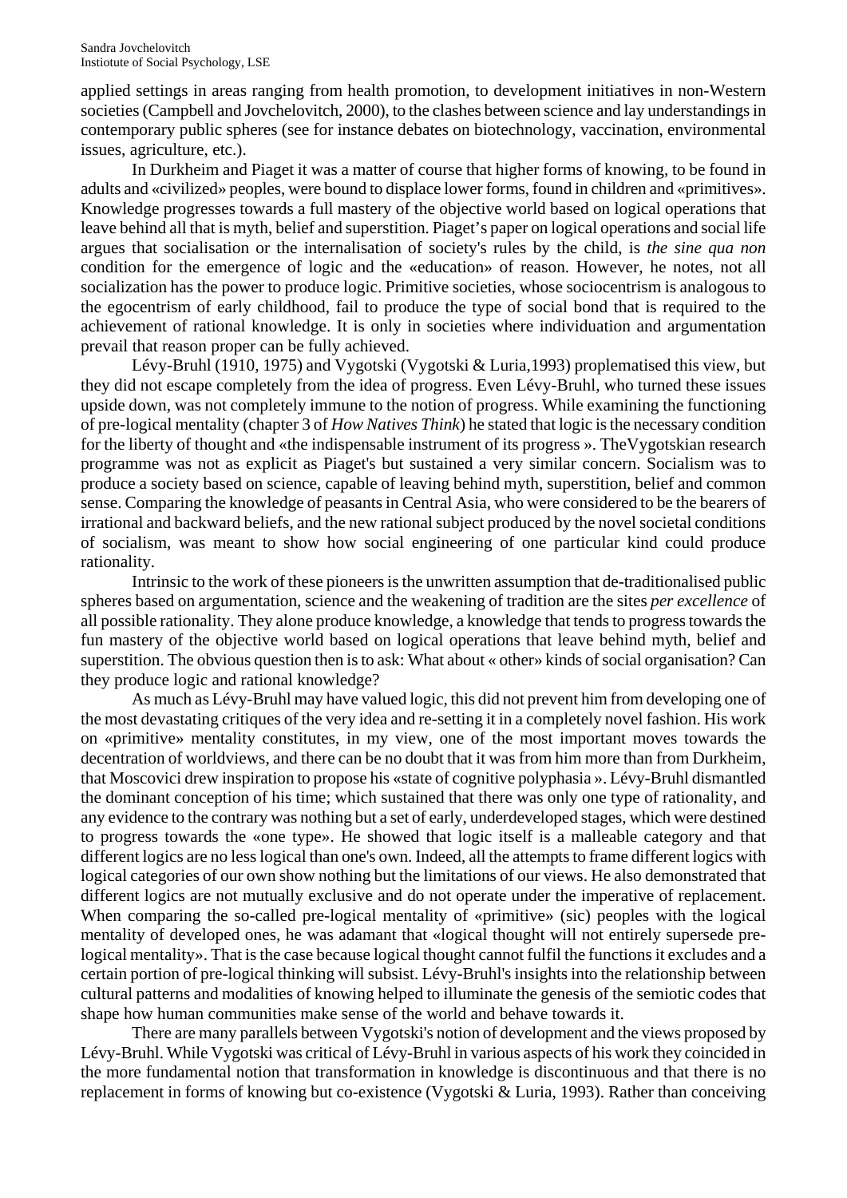applied settings in areas ranging from health promotion, to development initiatives in non-Western societies (Campbell and Jovchelovitch, 2000), to the clashes between science and lay understandings in contemporary public spheres (see for instance debates on biotechnology, vaccination, environmental issues, agriculture, etc.).

In Durkheim and Piaget it was a matter of course that higher forms of knowing, to be found in adults and «civilized» peoples, were bound to displace lower forms, found in children and «primitives». Knowledge progresses towards a full mastery of the objective world based on logical operations that leave behind all that is myth, belief and superstition. Piaget's paper on logical operations and social life argues that socialisation or the internalisation of society's rules by the child, is *the sine qua non* condition for the emergence of logic and the «education» of reason. However, he notes, not all socialization has the power to produce logic. Primitive societies, whose sociocentrism is analogous to the egocentrism of early childhood, fail to produce the type of social bond that is required to the achievement of rational knowledge. It is only in societies where individuation and argumentation prevail that reason proper can be fully achieved.

Lévy-Bruhl (1910, 1975) and Vygotski (Vygotski & Luria,1993) proplematised this view, but they did not escape completely from the idea of progress. Even Lévy-Bruhl, who turned these issues upside down, was not completely immune to the notion of progress. While examining the functioning of pre-logical mentality (chapter 3 of *How Natives Think*) he stated that logic is the necessary condition for the liberty of thought and «the indispensable instrument of its progress ». TheVygotskian research programme was not as explicit as Piaget's but sustained a very similar concern. Socialism was to produce a society based on science, capable of leaving behind myth, superstition, belief and common sense. Comparing the knowledge of peasants in Central Asia, who were considered to be the bearers of irrational and backward beliefs, and the new rational subject produced by the novel societal conditions of socialism, was meant to show how social engineering of one particular kind could produce rationality.

Intrinsic to the work of these pioneers is the unwritten assumption that de-traditionalised public spheres based on argumentation, science and the weakening of tradition are the sites *per excellence* of all possible rationality. They alone produce knowledge, a knowledge that tends to progress towards the fun mastery of the objective world based on logical operations that leave behind myth, belief and superstition. The obvious question then is to ask: What about « other» kinds of social organisation? Can they produce logic and rational knowledge?

As much as Lévy-Bruhl may have valued logic, this did not prevent him from developing one of the most devastating critiques of the very idea and re-setting it in a completely novel fashion. His work on «primitive» mentality constitutes, in my view, one of the most important moves towards the decentration of worldviews, and there can be no doubt that it was from him more than from Durkheim, that Moscovici drew inspiration to propose his «state of cognitive polyphasia ». Lévy-Bruhl dismantled the dominant conception of his time; which sustained that there was only one type of rationality, and any evidence to the contrary was nothing but a set of early, underdeveloped stages, which were destined to progress towards the «one type». He showed that logic itself is a malleable category and that different logics are no less logical than one's own. Indeed, all the attempts to frame different logics with logical categories of our own show nothing but the limitations of our views. He also demonstrated that different logics are not mutually exclusive and do not operate under the imperative of replacement. When comparing the so-called pre-logical mentality of «primitive» (sic) peoples with the logical mentality of developed ones, he was adamant that «logical thought will not entirely supersede pre-logical mentality». That is the case because logical thought cannot fulfil the functions it excludes and a certain portion of pre-logical thinking will subsist. Lévy-Bruhl's insights into the relationship between cultural patterns and modalities of knowing helped to illuminate the genesis of the semiotic codes that shape how human communities make sense of the world and behave towards it.

There are many parallels between Vygotski's notion of development and the views proposed by Lévy-Bruhl. While Vygotski was critical of Lévy-Bruhl in various aspects of his work they coincided in the more fundamental notion that transformation in knowledge is discontinuous and that there is no replacement in forms of knowing but co-existence (Vygotski & Luria, 1993). Rather than conceiving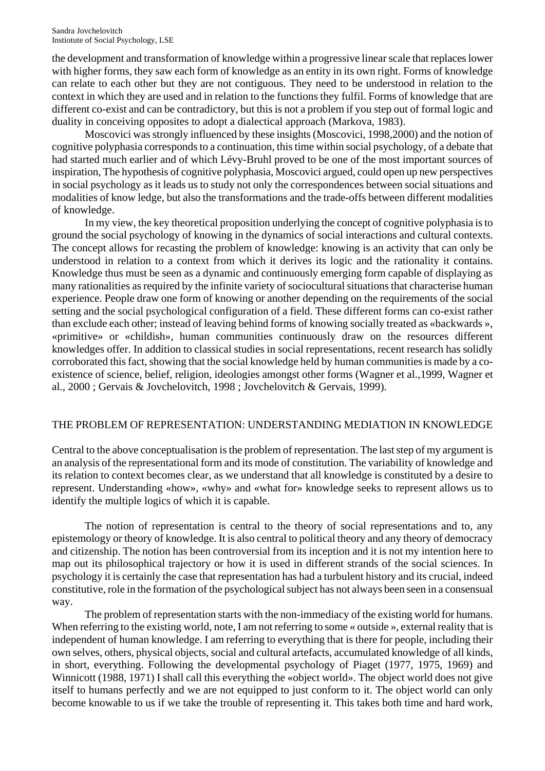the development and transformation of knowledge within a progressive linear scale that replaces lower with higher forms, they saw each form of knowledge as an entity in its own right. Forms of knowledge can relate to each other but they are not contiguous. They need to be understood in relation to the context in which they are used and in relation to the functions they fulfil. Forms of knowledge that are different co-exist and can be contradictory, but this is not a problem if you step out of formal logic and duality in conceiving opposites to adopt a dialectical approach (Markova, 1983).

Moscovici was strongly influenced by these insights (Moscovici, 1998,2000) and the notion of cognitive polyphasia corresponds to a continuation, this time within social psychology, of a debate that had started much earlier and of which Lévy-Bruhl proved to be one of the most important sources of inspiration, The hypothesis of cognitive polyphasia, Moscovici argued, could open up new perspectives in social psychology as it leads us to study not only the correspondences between social situations and modalities of know ledge, but also the transformations and the trade-offs between different modalities of knowledge.

In my view, the key theoretical proposition underlying the concept of cognitive polyphasia is to ground the social psychology of knowing in the dynamics of social interactions and cultural contexts. The concept allows for recasting the problem of knowledge: knowing is an activity that can only be understood in relation to a context from which it derives its logic and the rationality it contains. Knowledge thus must be seen as a dynamic and continuously emerging form capable of displaying as many rationalities as required by the infinite variety of sociocultural situations that characterise human experience. People draw one form of knowing or another depending on the requirements of the social setting and the social psychological configuration of a field. These different forms can co-exist rather than exclude each other; instead of leaving behind forms of knowing socially treated as «backwards », «primitive» or «childish», human communities continuously draw on the resources different knowledges offer. In addition to classical studies in social representations, recent research has solidly corroborated this fact, showing that the social knowledge held by human communities is made by a co-existence of science, belief, religion, ideologies amongst other forms (Wagner et al.,1999, Wagner et al., 2000 ; Gervais & Jovchelovitch, 1998 ; Jovchelovitch & Gervais, 1999).

## THE PROBLEM OF REPRESENTATION: UNDERSTANDING MEDIATION IN KNOWLEDGE

Central to the above conceptualisation is the problem of representation. The last step of my argument is an analysis of the representational form and its mode of constitution. The variability of knowledge and its relation to context becomes clear, as we understand that all knowledge is constituted by a desire to represent. Understanding «how», «why» and «what for» knowledge seeks to represent allows us to identify the multiple logics of which it is capable.

The notion of representation is central to the theory of social representations and to, any epistemology or theory of knowledge. It is also central to political theory and any theory of democracy and citizenship. The notion has been controversial from its inception and it is not my intention here to map out its philosophical trajectory or how it is used in different strands of the social sciences. In psychology it is certainly the case that representation has had a turbulent history and its crucial, indeed constitutive, role in the formation of the psychological subject has not always been seen in a consensual way.

The problem of representation starts with the non-immediacy of the existing world for humans. When referring to the existing world, note, I am not referring to some « outside », external reality that is independent of human knowledge. I am referring to everything that is there for people, including their own selves, others, physical objects, social and cultural artefacts, accumulated knowledge of all kinds, in short, everything. Following the developmental psychology of Piaget (1977, 1975, 1969) and Winnicott (1988, 1971) I shall call this everything the «object world». The object world does not give itself to humans perfectly and we are not equipped to just conform to it. The object world can only become knowable to us if we take the trouble of representing it. This takes both time and hard work,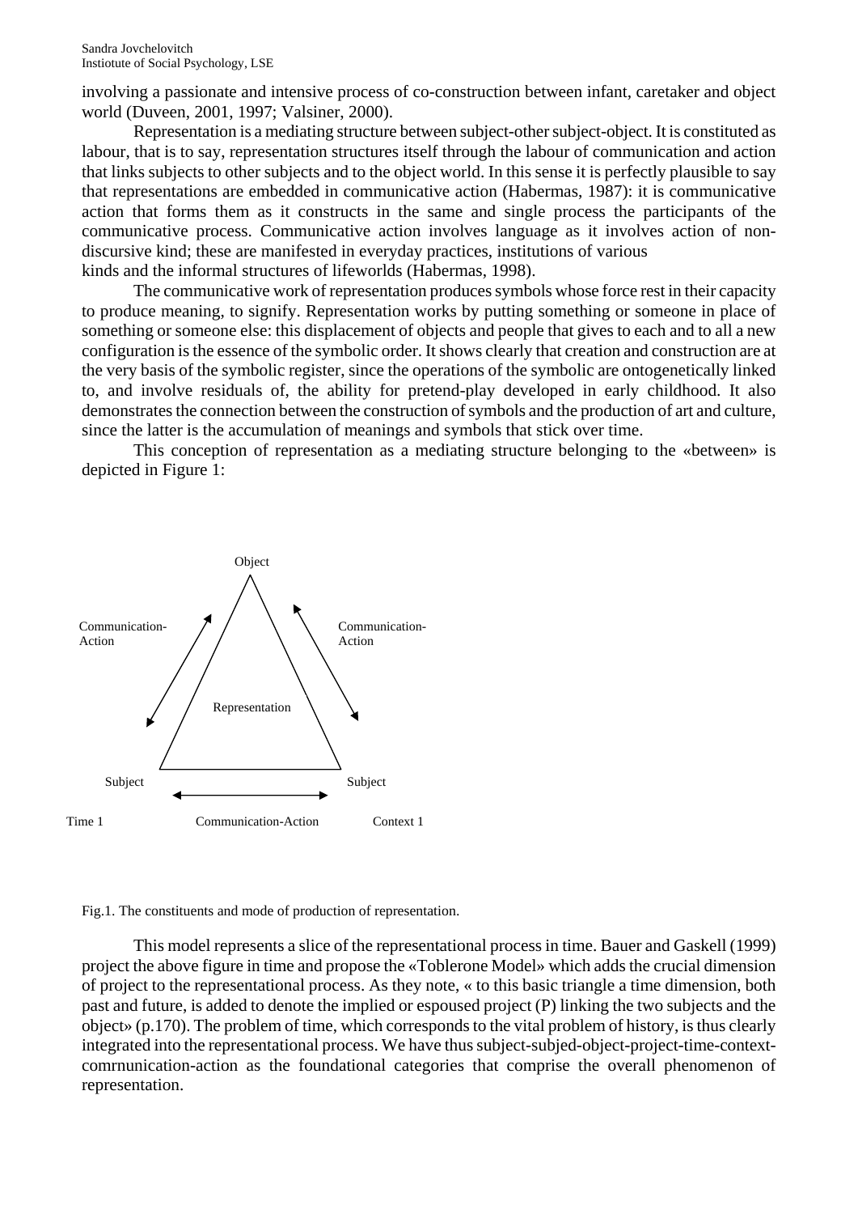involving a passionate and intensive process of co-construction between infant, caretaker and object world (Duveen, 2001, 1997; Valsiner, 2000).

Representation is a mediating structure between subject-other subject-object. It is constituted as labour, that is to say, representation structures itself through the labour of communication and action that links subjects to other subjects and to the object world. In this sense it is perfectly plausible to say that representations are embedded in communicative action (Habermas, 1987): it is communicative action that forms them as it constructs in the same and single process the participants of the communicative process. Communicative action involves language as it involves action of non-discursive kind; these are manifested in everyday practices, institutions of various kinds and the informal structures of lifeworlds (Habermas, 1998).

The communicative work of representation produces symbols whose force rest in their capacity to produce meaning, to signify. Representation works by putting something or someone in place of something or someone else: this displacement of objects and people that gives to each and to all a new configuration is the essence of the symbolic order. It shows clearly that creation and construction are at the very basis of the symbolic register, since the operations of the symbolic are ontogenetically linked to, and involve residuals of, the ability for pretend-play developed in early childhood. It also demonstrates the connection between the construction of symbols and the production of art and culture, since the latter is the accumulation of meanings and symbols that stick over time.

This conception of representation as a mediating structure belonging to the «between» is depicted in Figure 1:

Object

Communication-Action

Communication-Action

Representation

Subject

Subject

Time 1

Communication-Action

Context 1

Fig.1. The constituents and mode of production of representation.

This model represents a slice of the representational process in time. Bauer and Gaskell (1999) project the above figure in time and propose the «Toblerone Model» which adds the crucial dimension of project to the representational process. As they note, « to this basic triangle a time dimension, both past and future, is added to denote the implied or espoused project (P) linking the two subjects and the object» (p.170). The problem of time, which corresponds to the vital problem of history, is thus clearly integrated into the representational process. We have thus subject-subjed-object-project-time-context-comrnunication-action as the foundational categories that comprise the overall phenomenon of representation.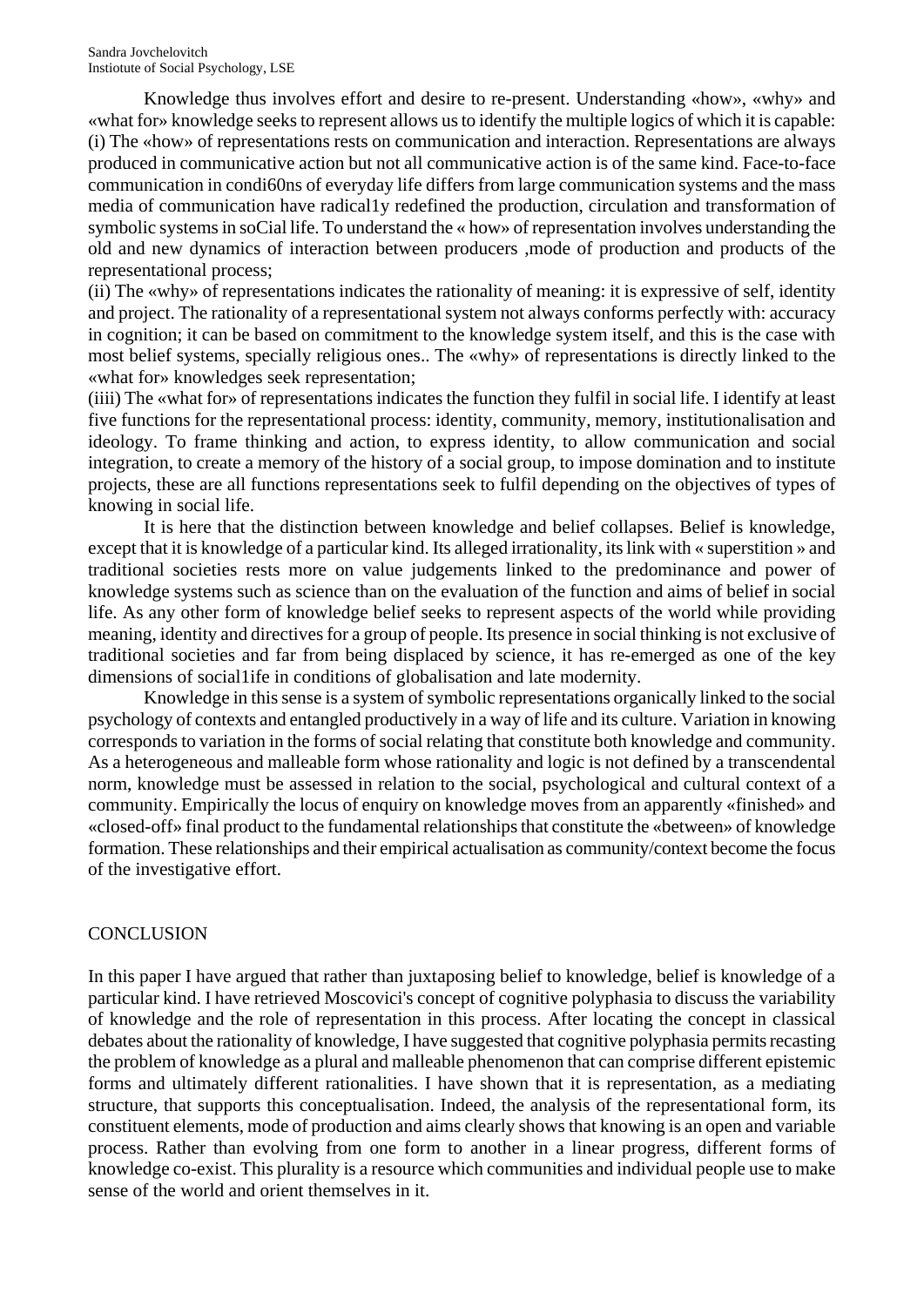Knowledge thus involves effort and desire to re-present. Understanding «how», «why» and «what for» knowledge seeks to represent allows us to identify the multiple logics of which it is capable: (i) The «how» of representations rests on communication and interaction. Representations are always produced in communicative action but not all communicative action is of the same kind. Face-to-face communication in condi60ns of everyday life differs from large communication systems and the mass media of communication have radical1y redefined the production, circulation and transformation of symbolic systems in soCial life. To understand the « how» of representation involves understanding the old and new dynamics of interaction between producers ,mode of production and products of the representational process;

(ii) The «why» of representations indicates the rationality of meaning: it is expressive of self, identity and project. The rationality of a representational system not always conforms perfectly with: accuracy in cognition; it can be based on commitment to the knowledge system itself, and this is the case with most belief systems, specially religious ones.. The «why» of representations is directly linked to the «what for» knowledges seek representation;

(iiii) The «what for» of representations indicates the function they fulfil in social life. I identify at least five functions for the representational process: identity, community, memory, institutionalisation and ideology. To frame thinking and action, to express identity, to allow communication and social integration, to create a memory of the history of a social group, to impose domination and to institute projects, these are all functions representations seek to fulfil depending on the objectives of types of knowing in social life.

It is here that the distinction between knowledge and belief collapses. Belief is knowledge, except that it is knowledge of a particular kind. Its alleged irrationality, its link with « superstition » and traditional societies rests more on value judgements linked to the predominance and power of knowledge systems such as science than on the evaluation of the function and aims of belief in social life. As any other form of knowledge belief seeks to represent aspects of the world while providing meaning, identity and directives for a group of people. Its presence in social thinking is not exclusive of traditional societies and far from being displaced by science, it has re-emerged as one of the key dimensions of social1ife in conditions of globalisation and late modernity.

Knowledge in this sense is a system of symbolic representations organically linked to the social psychology of contexts and entangled productively in a way of life and its culture. Variation in knowing corresponds to variation in the forms of social relating that constitute both knowledge and community. As a heterogeneous and malleable form whose rationality and logic is not defined by a transcendental norm, knowledge must be assessed in relation to the social, psychological and cultural context of a community. Empirically the locus of enquiry on knowledge moves from an apparently «finished» and «closed-off» final product to the fundamental relationships that constitute the «between» of knowledge formation. These relationships and their empirical actualisation as community/context become the focus of the investigative effort.

## CONCLUSION

In this paper I have argued that rather than juxtaposing belief to knowledge, belief is knowledge of a particular kind. I have retrieved Moscovici's concept of cognitive polyphasia to discuss the variability of knowledge and the role of representation in this process. After locating the concept in classical debates about the rationality of knowledge, I have suggested that cognitive polyphasia permits recasting the problem of knowledge as a plural and malleable phenomenon that can comprise different epistemic forms and ultimately different rationalities. I have shown that it is representation, as a mediating structure, that supports this conceptualisation. Indeed, the analysis of the representational form, its constituent elements, mode of production and aims clearly shows that knowing is an open and variable process. Rather than evolving from one form to another in a linear progress, different forms of knowledge co-exist. This plurality is a resource which communities and individual people use to make sense of the world and orient themselves in it.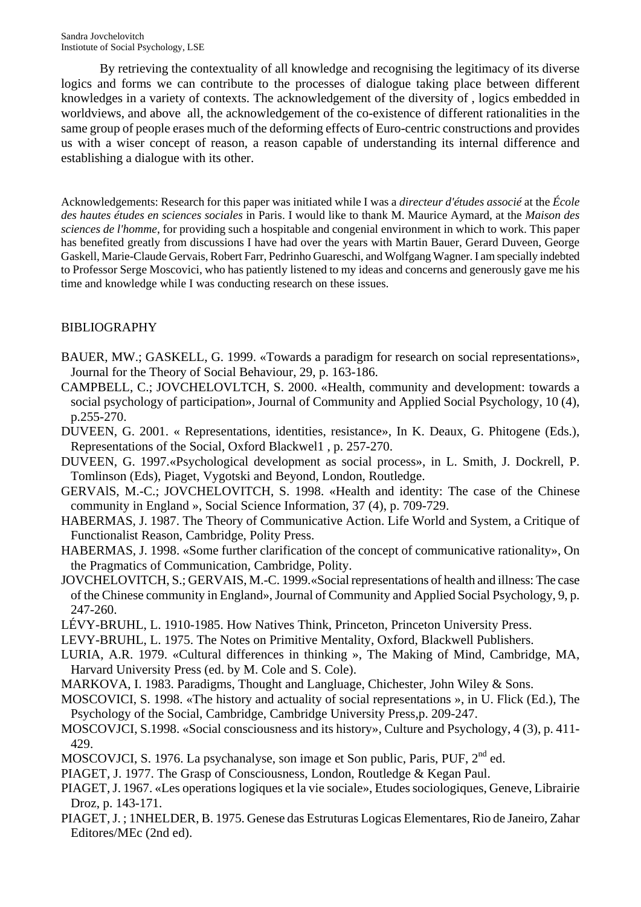By retrieving the contextuality of all knowledge and recognising the legitimacy of its diverse logics and forms we can contribute to the processes of dialogue taking place between different knowledges in a variety of contexts. The acknowledgement of the diversity of , logics embedded in worldviews, and above all, the acknowledgement of the co-existence of different rationalities in the same group of people erases much of the deforming effects of Euro-centric constructions and provides us with a wiser concept of reason, a reason capable of understanding its internal difference and establishing a dialogue with its other.

Acknowledgements: Research for this paper was initiated while I was a *directeur d'études associé* at the *École des hautes études en sciences sociales* in Paris. I would like to thank M. Maurice Aymard, at the *Maison des sciences de l'homme*, for providing such a hospitable and congenial environment in which to work. This paper has benefited greatly from discussions I have had over the years with Martin Bauer, Gerard Duveen, George Gaskell, Marie-Claude Gervais, Robert Farr, Pedrinho Guareschi, and Wolfgang Wagner. I am specially indebted to Professor Serge Moscovici, who has patiently listened to my ideas and concerns and generously gave me his time and knowledge while I was conducting research on these issues.

## BIBLIOGRAPHY

BAUER, MW.; GASKELL, G. 1999. «Towards a paradigm for research on social representations», Journal for the Theory of Social Behaviour, 29, p. 163-186.

CAMPBELL, C.; JOVCHELOVLTCH, S. 2000. «Health, community and development: towards a social psychology of participation», Journal of Community and Applied Social Psychology, 10 (4), p.255-270.

DUVEEN, G. 2001. « Representations, identities, resistance», In K. Deaux, G. Phitogene (Eds.), Representations of the Social, Oxford Blackwel1 , p. 257-270.

DUVEEN, G. 1997.«Psychological development as social process», in L. Smith, J. Dockrell, P. Tomlinson (Eds), Piaget, Vygotski and Beyond, London, Routledge.

GERVAlS, M.-C.; JOVCHELOVITCH, S. 1998. «Health and identity: The case of the Chinese community in England », Social Science Information, 37 (4), p. 709-729.

HABERMAS, J. 1987. The Theory of Communicative Action. Life World and System, a Critique of Functionalist Reason, Cambridge, Polity Press.

HABERMAS, J. 1998. «Some further clarification of the concept of communicative rationality», On the Pragmatics of Communication, Cambridge, Polity.

JOVCHELOVITCH, S.; GERVAIS, M.-C. 1999.«Social representations of health and illness: The case of the Chinese community in England», Journal of Community and Applied Social Psychology, 9, p. 247-260.

LÉVY-BRUHL, L. 1910-1985. How Natives Think, Princeton, Princeton University Press.

LEVY-BRUHL, L. 1975. The Notes on Primitive Mentality, Oxford, Blackwell Publishers.

LURIA, A.R. 1979. «Cultural differences in thinking », The Making of Mind, Cambridge, MA, Harvard University Press (ed. by M. Cole and S. Cole).

MARKOVA, I. 1983. Paradigms, Thought and Langluage, Chichester, John Wiley & Sons.

MOSCOVICI, S. 1998. «The history and actuality of social representations », in U. Flick (Ed.), The Psychology of the Social, Cambridge, Cambridge University Press,p. 209-247.

MOSCOVJCI, S.1998. «Social consciousness and its history», Culture and Psychology, 4 (3), p. 411-429.

MOSCOVJCI, S. 1976. La psychanalyse, son image et Son public, Paris, PUF, 2nd ed.

PIAGET, J. 1977. The Grasp of Consciousness, London, Routledge & Kegan Paul.

PIAGET, J. 1967. «Les operations logiques et la vie sociale», Etudes sociologiques, Geneve, Librairie Droz, p. 143-171.

PIAGET, J. ; 1NHELDER, B. 1975. Genese das Estruturas Logicas Elementares, Rio de Janeiro, Zahar Editores/MEc (2nd ed).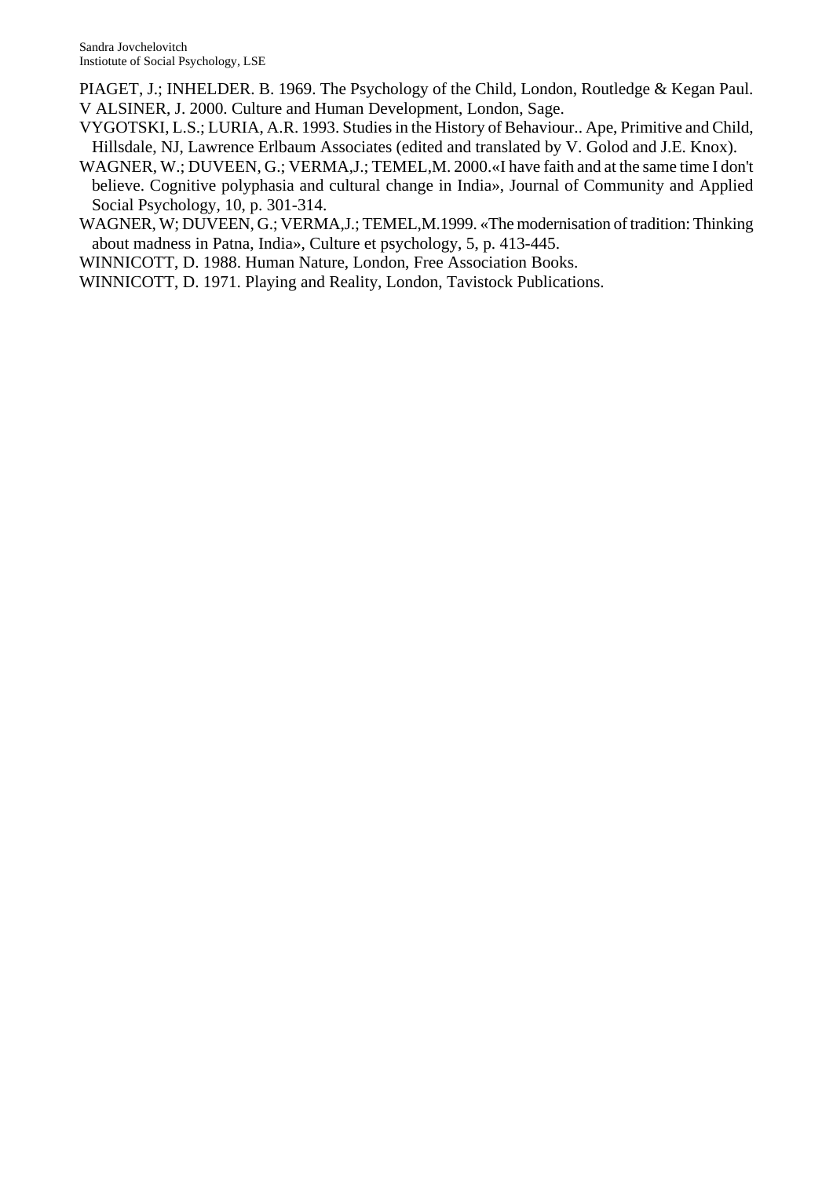PIAGET, J.; INHELDER. B. 1969. The Psychology of the Child, London, Routledge & Kegan Paul.

V ALSINER, J. 2000. Culture and Human Development, London, Sage.

VYGOTSKI, L.S.; LURIA, A.R. 1993. Studies in the History of Behaviour.. Ape, Primitive and Child, Hillsdale, NJ, Lawrence Erlbaum Associates (edited and translated by V. Golod and J.E. Knox).

WAGNER, W.; DUVEEN, G.; VERMA,J.; TEMEL,M. 2000.«I have faith and at the same time I don't believe. Cognitive polyphasia and cultural change in India», Journal of Community and Applied Social Psychology, 10, p. 301-314.

WAGNER, W; DUVEEN, G.; VERMA,J.; TEMEL,M.1999. «The modernisation of tradition: Thinking about madness in Patna, India», Culture et psychology, 5, p. 413-445.

WINNICOTT, D. 1988. Human Nature, London, Free Association Books.

WINNICOTT, D. 1971. Playing and Reality, London, Tavistock Publications.